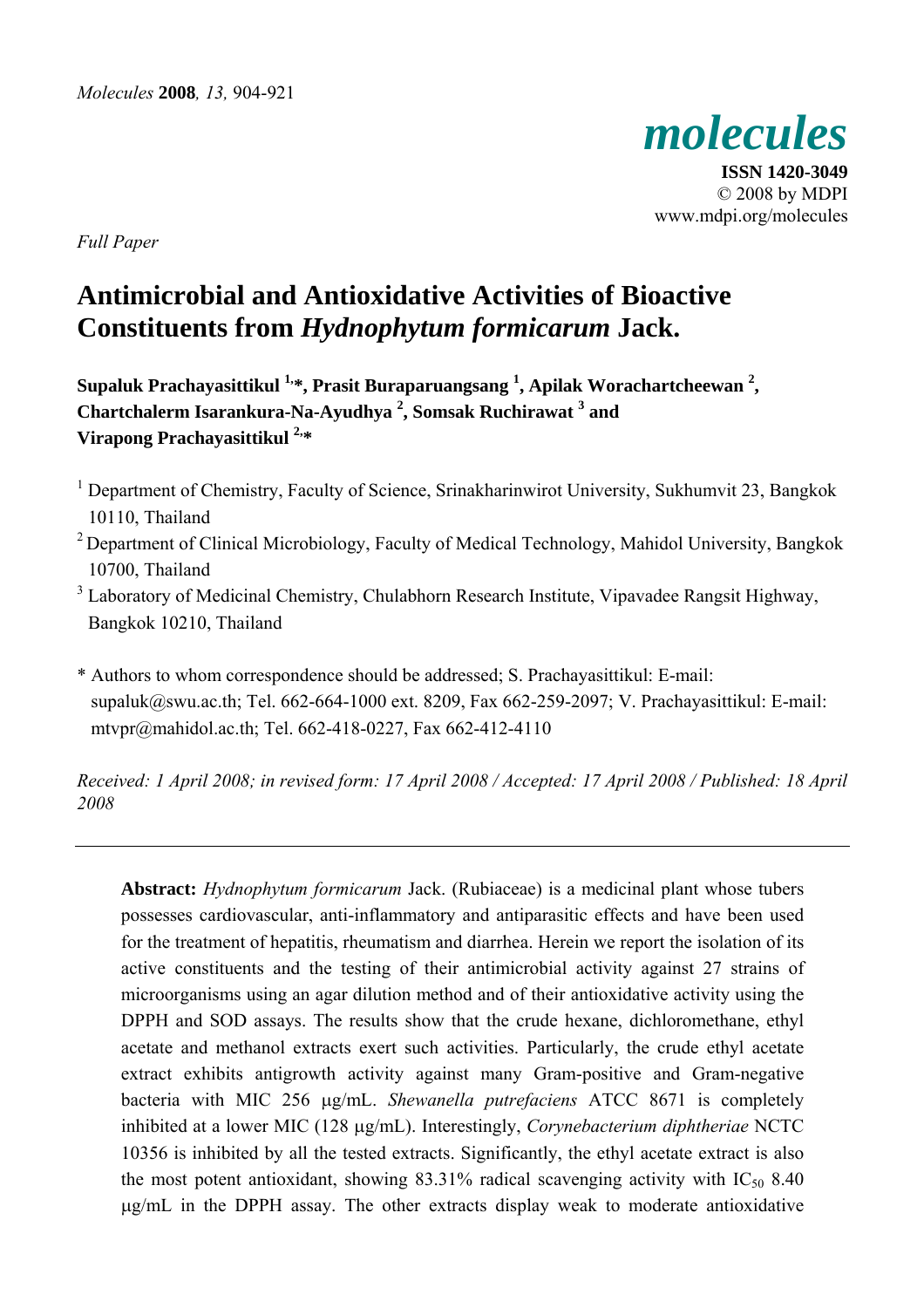*Full Paper*

# Antimicrobial and Antioxidative Activities of Bioactive Constituents from *Hydnophytum formicarum* Jack.

**Supaluk Prachayasittikul [1,*], Prasit Buraparuangsang [1], Apilak Worachartcheewan [2], Chartchalerm Isarankura-Na-Ayudhya [2], Somsak Ruchirawat [3] and Virapong Prachayasittikul [2,*]**

[1] Department of Chemistry, Faculty of Science, Srinakharinwirot University, Sukhumvit 23, Bangkok 10110, Thailand

[2] Department of Clinical Microbiology, Faculty of Medical Technology, Mahidol University, Bangkok 10700, Thailand

[3] Laboratory of Medicinal Chemistry, Chulabhorn Research Institute, Vipavadee Rangsit Highway, Bangkok 10210, Thailand

\* Authors to whom correspondence should be addressed; S. Prachayasittikul: E-mail: supaluk@swu.ac.th; Tel. 662-664-1000 ext. 8209, Fax 662-259-2097; V. Prachayasittikul: E-mail: mtvpr@mahidol.ac.th; Tel. 662-418-0227, Fax 662-412-4110

*Received: 1 April 2008; in revised form: 17 April 2008 / Accepted: 17 April 2008 / Published: 18 April 2008*

---

**Abstract:** *Hydnophytum formicarum* Jack. (Rubiaceae) is a medicinal plant whose tubers possesses cardiovascular, anti-inflammatory and antiparasitic effects and have been used for the treatment of hepatitis, rheumatism and diarrhea. Herein we report the isolation of its active constituents and the testing of their antimicrobial activity against 27 strains of microorganisms using an agar dilution method and of their antioxidative activity using the DPPH and SOD assays. The results show that the crude hexane, dichloromethane, ethyl acetate and methanol extracts exert such activities. Particularly, the crude ethyl acetate extract exhibits antigrowth activity against many Gram-positive and Gram-negative bacteria with MIC 256 μg/mL. *Shewanella putrefaciens* ATCC 8671 is completely inhibited at a lower MIC (128 μg/mL). Interestingly, *Corynebacterium diphtheriae* NCTC 10356 is inhibited by all the tested extracts. Significantly, the ethyl acetate extract is also the most potent antioxidant, showing 83.31% radical scavenging activity with $IC_{50}$ 8.40 μg/mL in the DPPH assay. The other extracts display weak to moderate antioxidative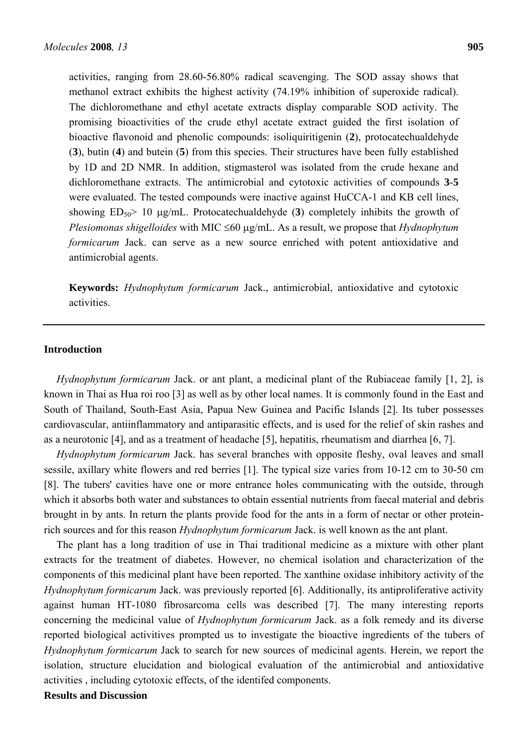activities, ranging from 28.60-56.80% radical scavenging. The SOD assay shows that methanol extract exhibits the highest activity (74.19% inhibition of superoxide radical). The dichloromethane and ethyl acetate extracts display comparable SOD activity. The promising bioactivities of the crude ethyl acetate extract guided the first isolation of bioactive flavonoid and phenolic compounds: isoliquiritigenin (**2**), protocatechualdehyde (**3**), butin (**4**) and butein (**5**) from this species. Their structures have been fully established by 1D and 2D NMR. In addition, stigmasterol was isolated from the crude hexane and dichloromethane extracts. The antimicrobial and cytotoxic activities of compounds **3**-**5** were evaluated. The tested compounds were inactive against HuCCA-1 and KB cell lines, showing $ED_{50}$> 10 μg/mL. Protocatechualdehyde (**3**) completely inhibits the growth of *Plesiomonas shigelloides* with MIC ≤60 μg/mL. As a result, we propose that *Hydnophytum formicarum* Jack. can serve as a new source enriched with potent antioxidative and antimicrobial agents.

**Keywords:** *Hydnophytum formicarum* Jack., antimicrobial, antioxidative and cytotoxic activities.

## Introduction

*Hydnophytum formicarum* Jack. or ant plant, a medicinal plant of the Rubiaceae family [1, 2], is known in Thai as Hua roi roo [3] as well as by other local names. It is commonly found in the East and South of Thailand, South-East Asia, Papua New Guinea and Pacific Islands [2]. Its tuber possesses cardiovascular, antiinflammatory and antiparasitic effects, and is used for the relief of skin rashes and as a neurotonic [4], and as a treatment of headache [5], hepatitis, rheumatism and diarrhea [6, 7].

*Hydnophytum formicarum* Jack. has several branches with opposite fleshy, oval leaves and small sessile, axillary white flowers and red berries [1]. The typical size varies from 10-12 cm to 30-50 cm [8]. The tubers' cavities have one or more entrance holes communicating with the outside, through which it absorbs both water and substances to obtain essential nutrients from faecal material and debris brought in by ants. In return the plants provide food for the ants in a form of nectar or other protein-rich sources and for this reason *Hydnophytum formicarum* Jack. is well known as the ant plant.

The plant has a long tradition of use in Thai traditional medicine as a mixture with other plant extracts for the treatment of diabetes. However, no chemical isolation and characterization of the components of this medicinal plant have been reported. The xanthine oxidase inhibitory activity of the *Hydnophytum formicarum* Jack. was previously reported [6]. Additionally, its antiproliferative activity against human HT-1080 fibrosarcoma cells was described [7]. The many interesting reports concerning the medicinal value of *Hydnophytum formicarum* Jack. as a folk remedy and its diverse reported biological activitives prompted us to investigate the bioactive ingredients of the tubers of *Hydnophytum formicarum* Jack to search for new sources of medicinal agents. Herein, we report the isolation, structure elucidation and biological evaluation of the antimicrobial and antioxidative activities , including cytotoxic effects, of the identifed components.

## Results and Discussion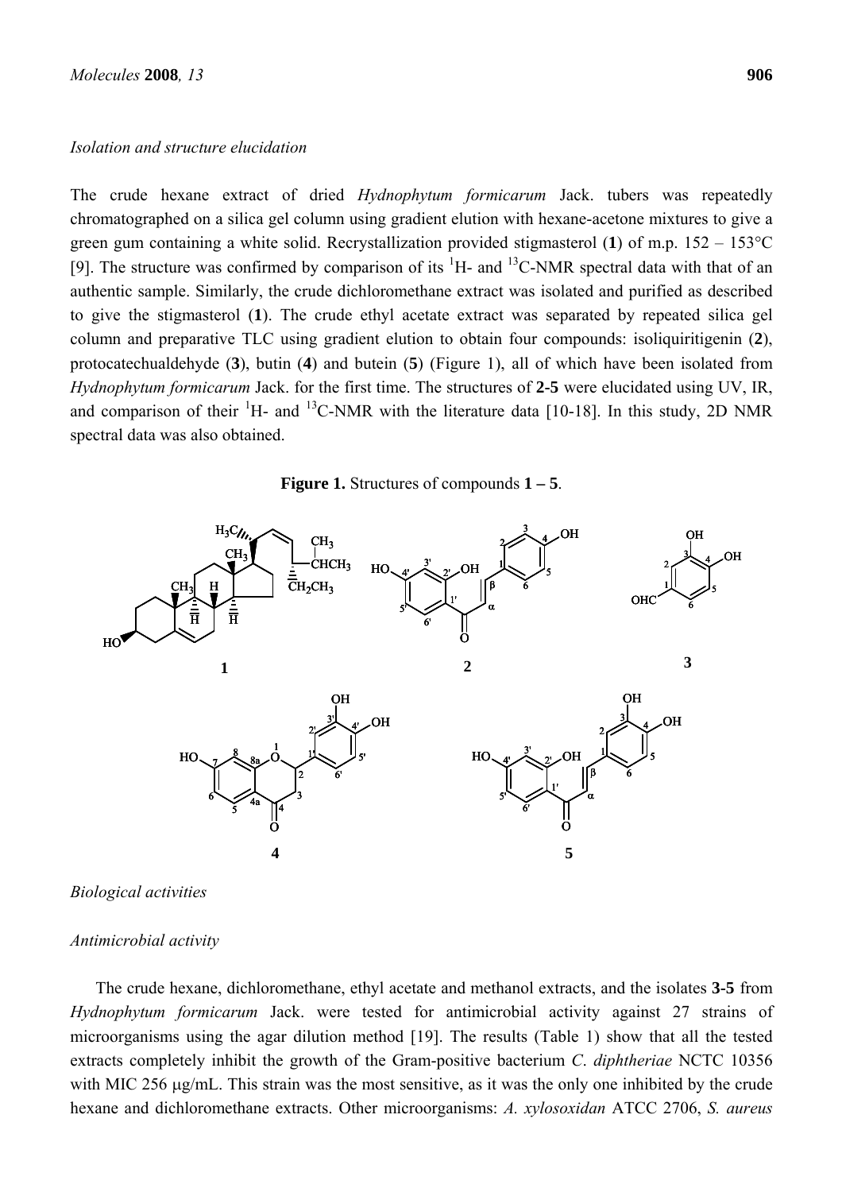### *Isolation and structure elucidation*

The crude hexane extract of dried *Hydnophytum formicarum* Jack. tubers was repeatedly chromatographed on a silica gel column using gradient elution with hexane-acetone mixtures to give a green gum containing a white solid. Recrystallization provided stigmasterol (**1**) of m.p. 152 – 153°C [9]. The structure was confirmed by comparison of its $^{1}$H- and $^{13}$C-NMR spectral data with that of an authentic sample. Similarly, the crude dichloromethane extract was isolated and purified as described to give the stigmasterol (**1**). The crude ethyl acetate extract was separated by repeated silica gel column and preparative TLC using gradient elution to obtain four compounds: isoliquiritigenin (**2**), protocatechualdehyde (**3**), butin (**4**) and butein (**5**) (Figure 1), all of which have been isolated from *Hydnophytum formicarum* Jack. for the first time. The structures of **2-5** were elucidated using UV, IR, and comparison of their $^{1}$H- and $^{13}$C-NMR with the literature data [10-18]. In this study, 2D NMR spectral data was also obtained.

**Figure 1.** Structures of compounds **1 – 5**.

### *Biological activities*

### *Antimicrobial activity*

The crude hexane, dichloromethane, ethyl acetate and methanol extracts, and the isolates **3-5** from *Hydnophytum formicarum* Jack. were tested for antimicrobial activity against 27 strains of microorganisms using the agar dilution method [19]. The results (Table 1) show that all the tested extracts completely inhibit the growth of the Gram-positive bacterium *C. diphtheriae* NCTC 10356 with MIC 256 μg/mL. This strain was the most sensitive, as it was the only one inhibited by the crude hexane and dichloromethane extracts. Other microorganisms: *A. xylosoxidan* ATCC 2706, *S. aureus*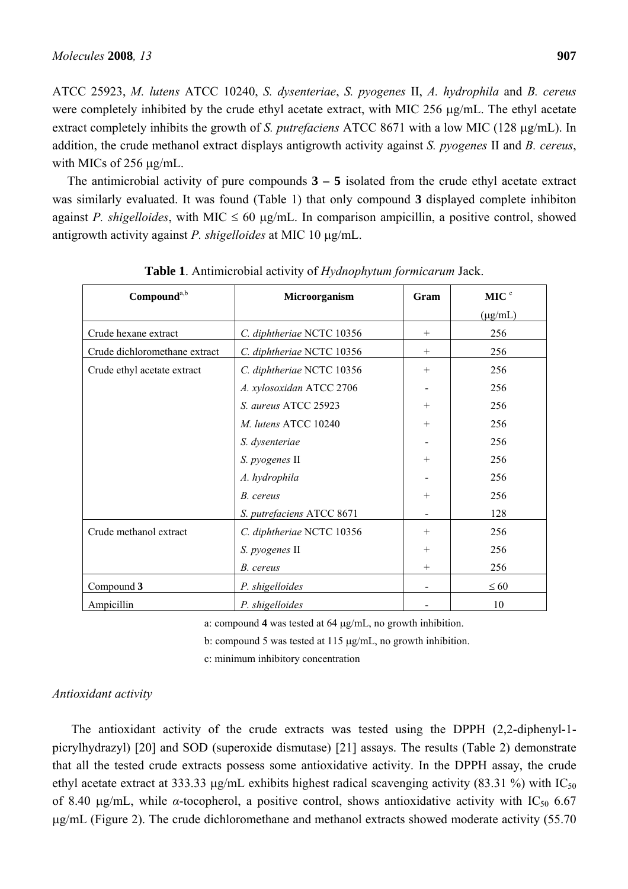ATCC 25923, *M. lutens* ATCC 10240, *S. dysenteriae*, *S. pyogenes* II, *A. hydrophila* and *B. cereus* were completely inhibited by the crude ethyl acetate extract, with MIC 256 μg/mL. The ethyl acetate extract completely inhibits the growth of *S. putrefaciens* ATCC 8671 with a low MIC (128 μg/mL). In addition, the crude methanol extract displays antigrowth activity against *S. pyogenes* II and *B. cereus*, with MICs of 256 μg/mL.

The antimicrobial activity of pure compounds **3 – 5** isolated from the crude ethyl acetate extract was similarly evaluated. It was found (Table 1) that only compound **3** displayed complete inhibiton against *P. shigelloides*, with MIC ≤ 60 μg/mL. In comparison ampicillin, a positive control, showed antigrowth activity against *P. shigelloides* at MIC 10 μg/mL.

**Table 1**. Antimicrobial activity of *Hydnophytum formicarum* Jack.

| Compound[a,b] | Microorganism | Gram | MIC [c] (μg/mL) |
|---|---|---|---|
| Crude hexane extract | *C. diphtheriae* NCTC 10356 | + | 256 |
| Crude dichloromethane extract | *C. diphtheriae* NCTC 10356 | + | 256 |
| Crude ethyl acetate extract | *C. diphtheriae* NCTC 10356 | + | 256 |
| | *A. xylosoxidan* ATCC 2706 | - | 256 |
| | *S. aureus* ATCC 25923 | + | 256 |
| | *M. lutens* ATCC 10240 | + | 256 |
| | *S. dysenteriae* | - | 256 |
| | *S. pyogenes* II | + | 256 |
| | *A. hydrophila* | - | 256 |
| | *B. cereus* | + | 256 |
| | *S. putrefaciens* ATCC 8671 | - | 128 |
| Crude methanol extract | *C. diphtheriae* NCTC 10356 | + | 256 |
| | *S. pyogenes* II | + | 256 |
| | *B. cereus* | + | 256 |
| Compound **3** | *P. shigelloides* | - | ≤ 60 |
| Ampicillin | *P. shigelloides* | - | 10 |

a: compound **4** was tested at 64 μg/mL, no growth inhibition.

b: compound 5 was tested at 115 μg/mL, no growth inhibition.

c: minimum inhibitory concentration

### *Antioxidant activity*

The antioxidant activity of the crude extracts was tested using the DPPH (2,2-diphenyl-1-picrylhydrazyl) [20] and SOD (superoxide dismutase) [21] assays. The results (Table 2) demonstrate that all the tested crude extracts possess some antioxidative activity. In the DPPH assay, the crude ethyl acetate extract at 333.33 μg/mL exhibits highest radical scavenging activity (83.31 %) with $IC_{50}$ of 8.40 μg/mL, while $\alpha$-tocopherol, a positive control, shows antioxidative activity with $IC_{50}$ 6.67 μg/mL (Figure 2). The crude dichloromethane and methanol extracts showed moderate activity (55.70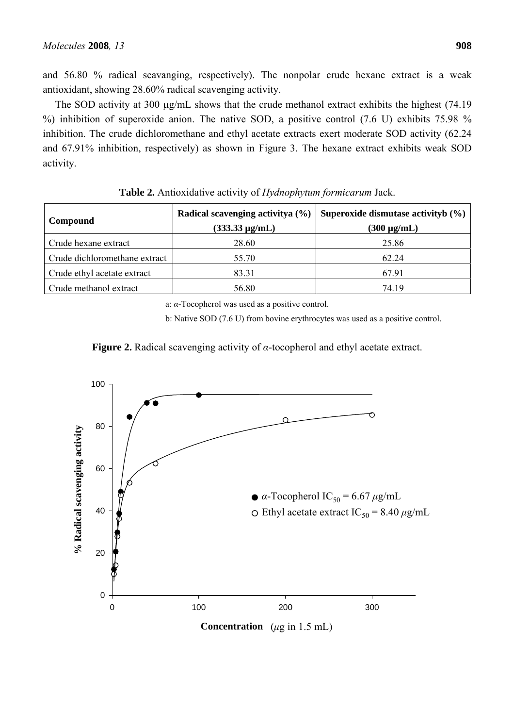and 56.80 % radical scavanging, respectively). The nonpolar crude hexane extract is a weak antioxidant, showing 28.60% radical scavenging activity.

The SOD activity at 300 μg/mL shows that the crude methanol extract exhibits the highest (74.19 %) inhibition of superoxide anion. The native SOD, a positive control (7.6 U) exhibits 75.98 % inhibition. The crude dichloromethane and ethyl acetate extracts exert moderate SOD activity (62.24 and 67.91% inhibition, respectively) as shown in Figure 3. The hexane extract exhibits weak SOD activity.

**Table 2.** Antioxidative activity of *Hydnophytum formicarum* Jack.

| Compound | Radical scavenging activitya (%) (333.33 μg/mL) | Superoxide dismutase activityb (%) (300 μg/mL) |
|---|---|---|
| Crude hexane extract | 28.60 | 25.86 |
| Crude dichloromethane extract | 55.70 | 62.24 |
| Crude ethyl acetate extract | 83.31 | 67.91 |
| Crude methanol extract | 56.80 | 74.19 |

a: *α*-Tocopherol was used as a positive control.

b: Native SOD (7.6 U) from bovine erythrocytes was used as a positive control.

**Figure 2.** Radical scavenging activity of *α*-tocopherol and ethyl acetate extract.

● *α*-Tocopherol $IC_{50}$ = 6.67 μg/mL

○ Ethyl acetate extract $IC_{50}$ = 8.40 μg/mL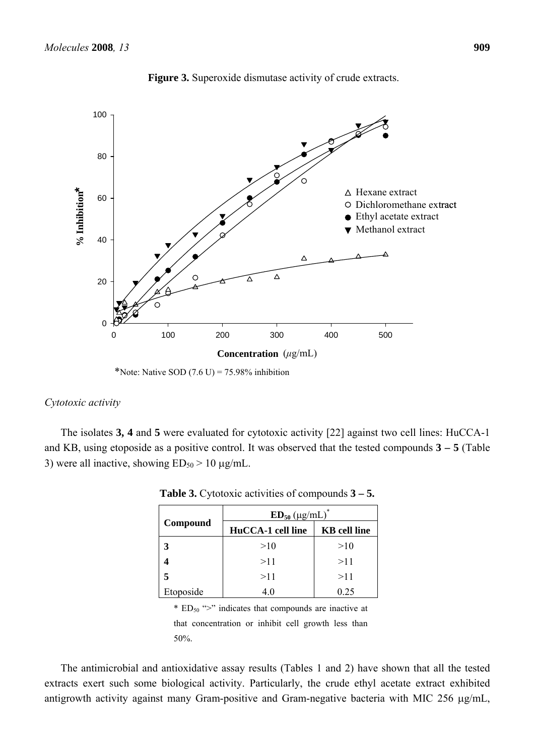**Figure 3.** Superoxide dismutase activity of crude extracts.

*Note: Native SOD (7.6 U) = 75.98% inhibition

*Cytotoxic activity*

The isolates **3, 4** and **5** were evaluated for cytotoxic activity [22] against two cell lines: HuCCA-1 and KB, using etoposide as a positive control. It was observed that the tested compounds **3 – 5** (Table 3) were all inactive, showing $ED_{50} > 10$ μg/mL.

**Table 3.** Cytotoxic activities of compounds **3 – 5.**

| Compound | $ED_{50}$ (μg/mL)* | |
|---|---|---|
| | **HuCCA-1 cell line** | **KB cell line** |
| **3** | >10 | >10 |
| **4** | >11 | >11 |
| **5** | >11 | >11 |
| Etoposide | 4.0 | 0.25 |

* $ED_{50}$ ">" indicates that compounds are inactive at that concentration or inhibit cell growth less than 50%.

The antimicrobial and antioxidative assay results (Tables 1 and 2) have shown that all the tested extracts exert such some biological activity. Particularly, the crude ethyl acetate extract exhibited antigrowth activity against many Gram-positive and Gram-negative bacteria with MIC 256 μg/mL,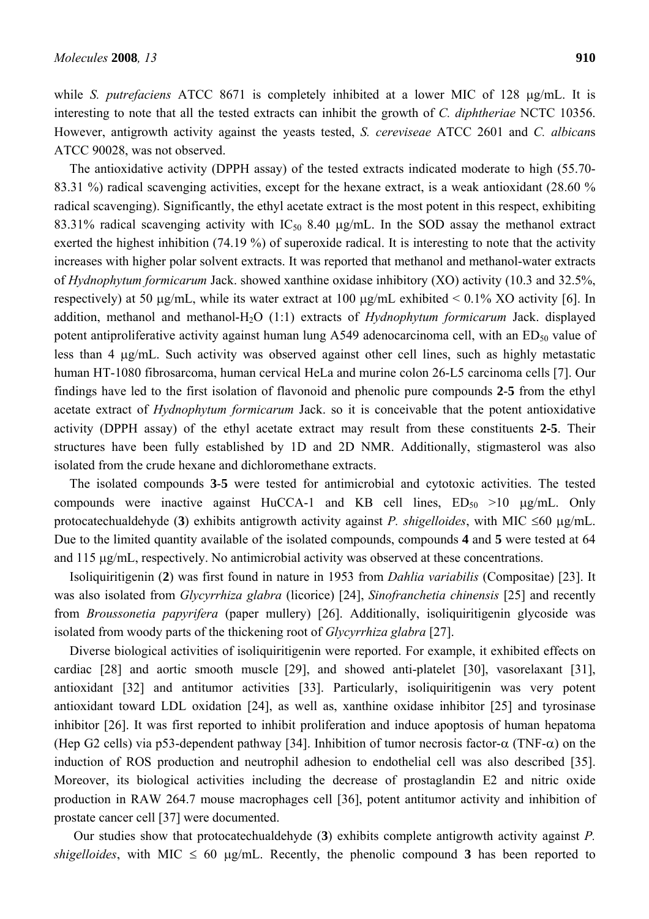while *S. putrefaciens* ATCC 8671 is completely inhibited at a lower MIC of 128 μg/mL. It is interesting to note that all the tested extracts can inhibit the growth of *C. diphtheriae* NCTC 10356. However, antigrowth activity against the yeasts tested, *S. cereviseae* ATCC 2601 and *C. albicans* ATCC 90028, was not observed.

The antioxidative activity (DPPH assay) of the tested extracts indicated moderate to high (55.70-83.31 %) radical scavenging activities, except for the hexane extract, is a weak antioxidant (28.60 % radical scavenging). Significantly, the ethyl acetate extract is the most potent in this respect, exhibiting 83.31% radical scavenging activity with $IC_{50}$ 8.40 μg/mL. In the SOD assay the methanol extract exerted the highest inhibition (74.19 %) of superoxide radical. It is interesting to note that the activity increases with higher polar solvent extracts. It was reported that methanol and methanol-water extracts of *Hydnophytum formicarum* Jack. showed xanthine oxidase inhibitory (XO) activity (10.3 and 32.5%, respectively) at 50 μg/mL, while its water extract at 100 μg/mL exhibited < 0.1% XO activity [6]. In addition, methanol and methanol-$H_2O$ (1:1) extracts of *Hydnophytum formicarum* Jack. displayed potent antiproliferative activity against human lung A549 adenocarcinoma cell, with an $ED_{50}$ value of less than 4 μg/mL. Such activity was observed against other cell lines, such as highly metastatic human HT-1080 fibrosarcoma, human cervical HeLa and murine colon 26-L5 carcinoma cells [7]. Our findings have led to the first isolation of flavonoid and phenolic pure compounds **2**-**5** from the ethyl acetate extract of *Hydnophytum formicarum* Jack. so it is conceivable that the potent antioxidative activity (DPPH assay) of the ethyl acetate extract may result from these constituents **2**-**5**. Their structures have been fully established by 1D and 2D NMR. Additionally, stigmasterol was also isolated from the crude hexane and dichloromethane extracts.

The isolated compounds **3**-**5** were tested for antimicrobial and cytotoxic activities. The tested compounds were inactive against HuCCA-1 and KB cell lines, $ED_{50}$ >10 μg/mL. Only protocatechualdehyde (**3**) exhibits antigrowth activity against *P. shigelloides*, with MIC ≤60 μg/mL. Due to the limited quantity available of the isolated compounds, compounds **4** and **5** were tested at 64 and 115 μg/mL, respectively. No antimicrobial activity was observed at these concentrations.

Isoliquiritigenin (**2**) was first found in nature in 1953 from *Dahlia variabilis* (Compositae) [23]. It was also isolated from *Glycyrrhiza glabra* (licorice) [24], *Sinofranchetia chinensis* [25] and recently from *Broussonetia papyrifera* (paper mullery) [26]. Additionally, isoliquiritigenin glycoside was isolated from woody parts of the thickening root of *Glycyrrhiza glabra* [27].

Diverse biological activities of isoliquiritigenin were reported. For example, it exhibited effects on cardiac [28] and aortic smooth muscle [29], and showed anti-platelet [30], vasorelaxant [31], antioxidant [32] and antitumor activities [33]. Particularly, isoliquiritigenin was very potent antioxidant toward LDL oxidation [24], as well as, xanthine oxidase inhibitor [25] and tyrosinase inhibitor [26]. It was first reported to inhibit proliferation and induce apoptosis of human hepatoma (Hep G2 cells) via p53-dependent pathway [34]. Inhibition of tumor necrosis factor-α (TNF-α) on the induction of ROS production and neutrophil adhesion to endothelial cell was also described [35]. Moreover, its biological activities including the decrease of prostaglandin E2 and nitric oxide production in RAW 264.7 mouse macrophages cell [36], potent antitumor activity and inhibition of prostate cancer cell [37] were documented.

Our studies show that protocatechualdehyde (**3**) exhibits complete antigrowth activity against *P. shigelloides*, with MIC ≤ 60 μg/mL. Recently, the phenolic compound **3** has been reported to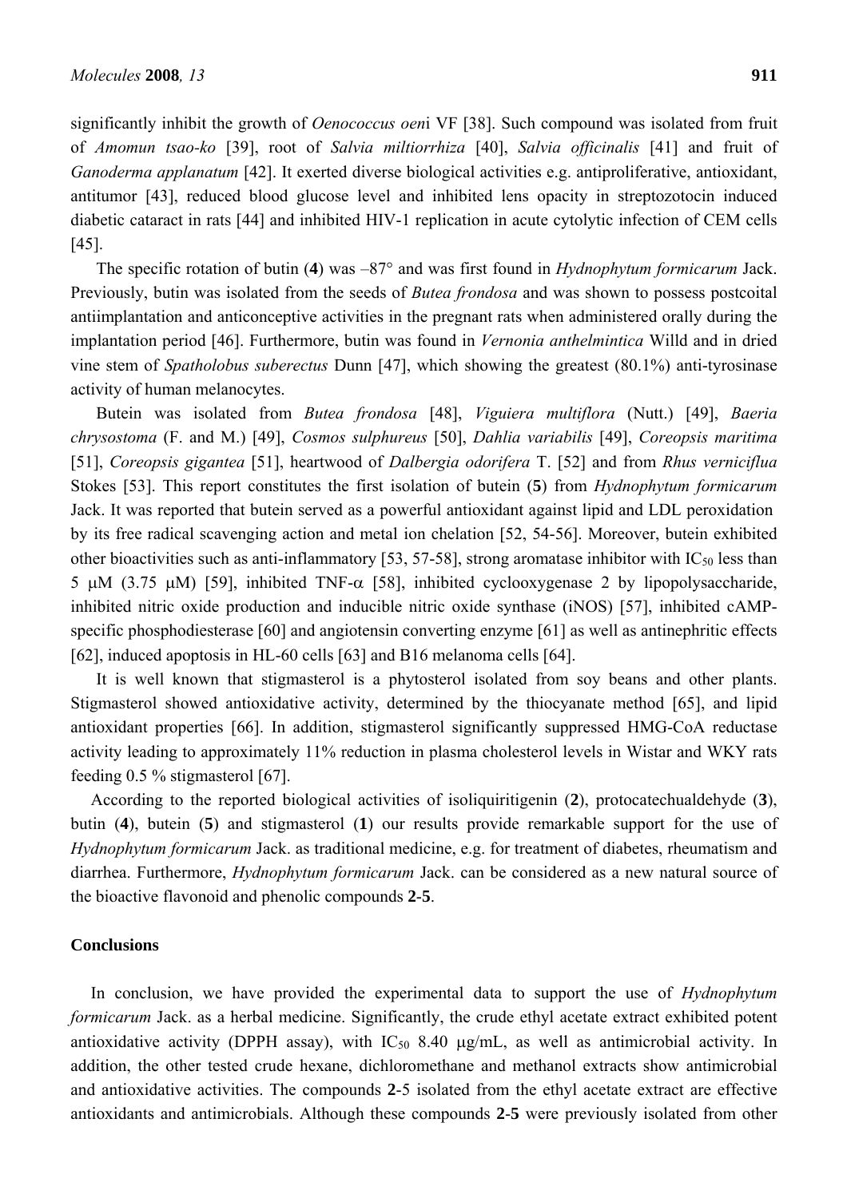significantly inhibit the growth of *Oenococcus oeni* VF [38]. Such compound was isolated from fruit of *Amomun tsao-ko* [39], root of *Salvia miltiorrhiza* [40], *Salvia officinalis* [41] and fruit of *Ganoderma applanatum* [42]. It exerted diverse biological activities e.g. antiproliferative, antioxidant, antitumor [43], reduced blood glucose level and inhibited lens opacity in streptozotocin induced diabetic cataract in rats [44] and inhibited HIV-1 replication in acute cytolytic infection of CEM cells [45].

The specific rotation of butin (**4**) was –87° and was first found in *Hydnophytum formicarum* Jack. Previously, butin was isolated from the seeds of *Butea frondosa* and was shown to possess postcoital antiimplantation and anticonceptive activities in the pregnant rats when administered orally during the implantation period [46]. Furthermore, butin was found in *Vernonia anthelmintica* Willd and in dried vine stem of *Spatholobus suberectus* Dunn [47], which showing the greatest (80.1%) anti-tyrosinase activity of human melanocytes.

Butein was isolated from *Butea frondosa* [48], *Viguiera multiflora* (Nutt.) [49], *Baeria chrysostoma* (F. and M.) [49], *Cosmos sulphureus* [50], *Dahlia variabilis* [49], *Coreopsis maritima* [51], *Coreopsis gigantea* [51], heartwood of *Dalbergia odorifera* T. [52] and from *Rhus verniciflua* Stokes [53]. This report constitutes the first isolation of butein (**5**) from *Hydnophytum formicarum* Jack. It was reported that butein served as a powerful antioxidant against lipid and LDL peroxidation by its free radical scavenging action and metal ion chelation [52, 54-56]. Moreover, butein exhibited other bioactivities such as anti-inflammatory [53, 57-58], strong aromatase inhibitor with $IC_{50}$ less than 5 μM (3.75 μM) [59], inhibited TNF-α [58], inhibited cyclooxygenase 2 by lipopolysaccharide, inhibited nitric oxide production and inducible nitric oxide synthase (iNOS) [57], inhibited cAMP-specific phosphodiesterase [60] and angiotensin converting enzyme [61] as well as antinephritic effects [62], induced apoptosis in HL-60 cells [63] and B16 melanoma cells [64].

It is well known that stigmasterol is a phytosterol isolated from soy beans and other plants. Stigmasterol showed antioxidative activity, determined by the thiocyanate method [65], and lipid antioxidant properties [66]. In addition, stigmasterol significantly suppressed HMG-CoA reductase activity leading to approximately 11% reduction in plasma cholesterol levels in Wistar and WKY rats feeding 0.5 % stigmasterol [67].

According to the reported biological activities of isoliquiritigenin (**2**), protocatechualdehyde (**3**), butin (**4**), butein (**5**) and stigmasterol (**1**) our results provide remarkable support for the use of *Hydnophytum formicarum* Jack. as traditional medicine, e.g. for treatment of diabetes, rheumatism and diarrhea. Furthermore, *Hydnophytum formicarum* Jack. can be considered as a new natural source of the bioactive flavonoid and phenolic compounds **2**-**5**.

## Conclusions

In conclusion, we have provided the experimental data to support the use of *Hydnophytum formicarum* Jack. as a herbal medicine. Significantly, the crude ethyl acetate extract exhibited potent antioxidative activity (DPPH assay), with $IC_{50}$ 8.40 μg/mL, as well as antimicrobial activity. In addition, the other tested crude hexane, dichloromethane and methanol extracts show antimicrobial and antioxidative activities. The compounds **2**-5 isolated from the ethyl acetate extract are effective antioxidants and antimicrobials. Although these compounds **2**-**5** were previously isolated from other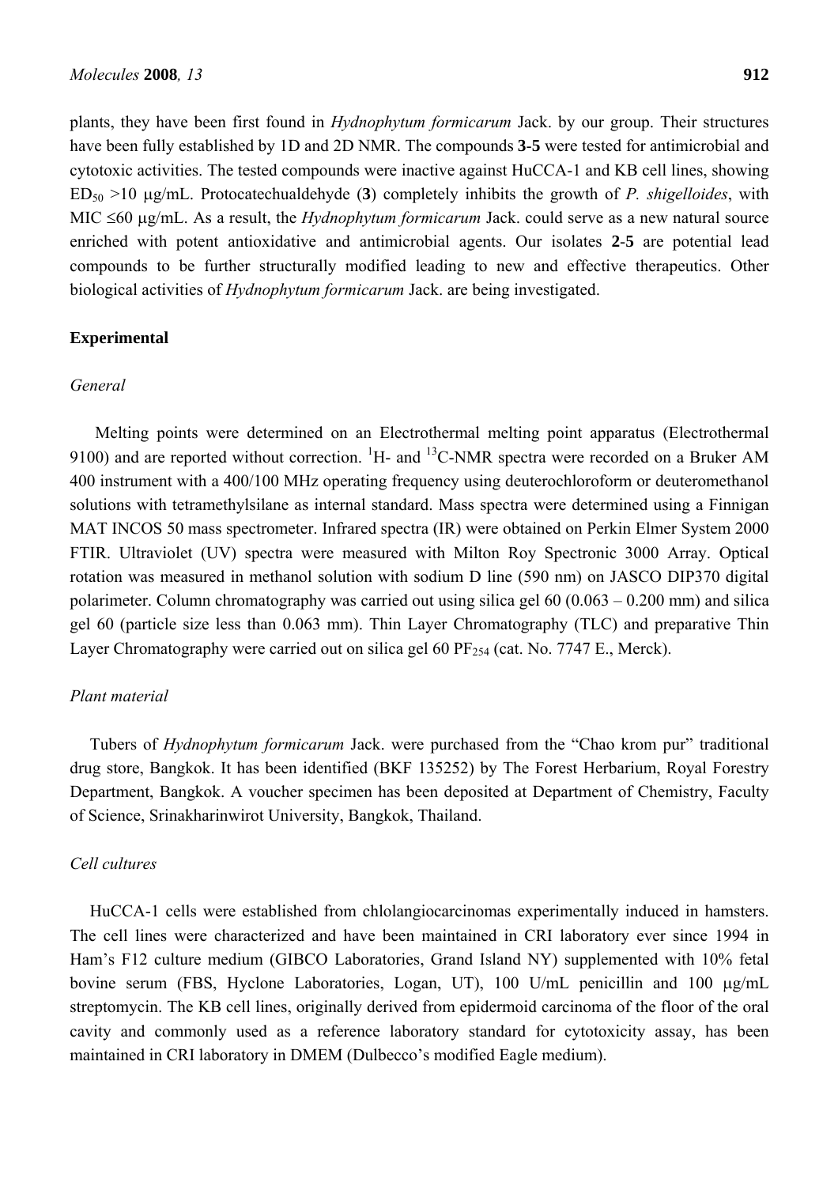plants, they have been first found in *Hydnophytum formicarum* Jack. by our group. Their structures have been fully established by 1D and 2D NMR. The compounds **3**-**5** were tested for antimicrobial and cytotoxic activities. The tested compounds were inactive against HuCCA-1 and KB cell lines, showing $ED_{50}$ >10 μg/mL. Protocatechualdehyde (**3**) completely inhibits the growth of *P. shigelloides*, with MIC ≤60 μg/mL. As a result, the *Hydnophytum formicarum* Jack. could serve as a new natural source enriched with potent antioxidative and antimicrobial agents. Our isolates **2**-**5** are potential lead compounds to be further structurally modified leading to new and effective therapeutics. Other biological activities of *Hydnophytum formicarum* Jack. are being investigated.

## Experimental

### *General*

Melting points were determined on an Electrothermal melting point apparatus (Electrothermal 9100) and are reported without correction. $^{1}$H- and $^{13}$C-NMR spectra were recorded on a Bruker AM 400 instrument with a 400/100 MHz operating frequency using deuterochloroform or deuteromethanol solutions with tetramethylsilane as internal standard. Mass spectra were determined using a Finnigan MAT INCOS 50 mass spectrometer. Infrared spectra (IR) were obtained on Perkin Elmer System 2000 FTIR. Ultraviolet (UV) spectra were measured with Milton Roy Spectronic 3000 Array. Optical rotation was measured in methanol solution with sodium D line (590 nm) on JASCO DIP370 digital polarimeter. Column chromatography was carried out using silica gel 60 (0.063 – 0.200 mm) and silica gel 60 (particle size less than 0.063 mm). Thin Layer Chromatography (TLC) and preparative Thin Layer Chromatography were carried out on silica gel 60 $PF_{254}$ (cat. No. 7747 E., Merck).

### *Plant material*

Tubers of *Hydnophytum formicarum* Jack. were purchased from the "Chao krom pur" traditional drug store, Bangkok. It has been identified (BKF 135252) by The Forest Herbarium, Royal Forestry Department, Bangkok. A voucher specimen has been deposited at Department of Chemistry, Faculty of Science, Srinakharinwirot University, Bangkok, Thailand.

### *Cell cultures*

HuCCA-1 cells were established from chlolangiocarcinomas experimentally induced in hamsters. The cell lines were characterized and have been maintained in CRI laboratory ever since 1994 in Ham's F12 culture medium (GIBCO Laboratories, Grand Island NY) supplemented with 10% fetal bovine serum (FBS, Hyclone Laboratories, Logan, UT), 100 U/mL penicillin and 100 μg/mL streptomycin. The KB cell lines, originally derived from epidermoid carcinoma of the floor of the oral cavity and commonly used as a reference laboratory standard for cytotoxicity assay, has been maintained in CRI laboratory in DMEM (Dulbecco's modified Eagle medium).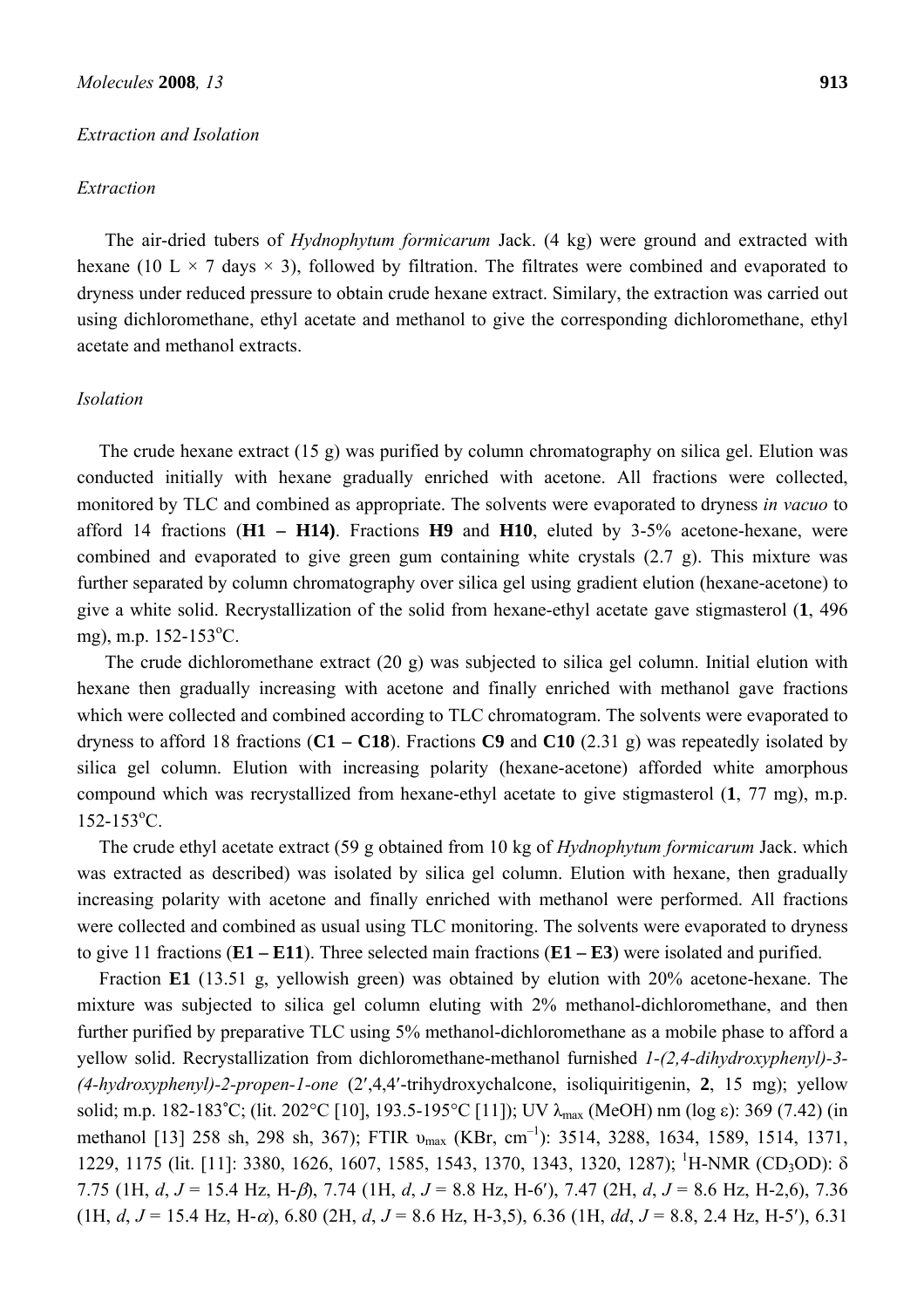*Extraction and Isolation*

*Extraction*

The air-dried tubers of *Hydnophytum formicarum* Jack. (4 kg) were ground and extracted with hexane (10 L × 7 days × 3), followed by filtration. The filtrates were combined and evaporated to dryness under reduced pressure to obtain crude hexane extract. Similary, the extraction was carried out using dichloromethane, ethyl acetate and methanol to give the corresponding dichloromethane, ethyl acetate and methanol extracts.

*Isolation*

The crude hexane extract (15 g) was purified by column chromatography on silica gel. Elution was conducted initially with hexane gradually enriched with acetone. All fractions were collected, monitored by TLC and combined as appropriate. The solvents were evaporated to dryness *in vacuo* to afford 14 fractions (**H1 – H14**). Fractions **H9** and **H10**, eluted by 3-5% acetone-hexane, were combined and evaporated to give green gum containing white crystals (2.7 g). This mixture was further separated by column chromatography over silica gel using gradient elution (hexane-acetone) to give a white solid. Recrystallization of the solid from hexane-ethyl acetate gave stigmasterol (**1**, 496 mg), m.p. 152-153°C.

The crude dichloromethane extract (20 g) was subjected to silica gel column. Initial elution with hexane then gradually increasing with acetone and finally enriched with methanol gave fractions which were collected and combined according to TLC chromatogram. The solvents were evaporated to dryness to afford 18 fractions (**C1 – C18**). Fractions **C9** and **C10** (2.31 g) was repeatedly isolated by silica gel column. Elution with increasing polarity (hexane-acetone) afforded white amorphous compound which was recrystallized from hexane-ethyl acetate to give stigmasterol (**1**, 77 mg), m.p. 152-153°C.

The crude ethyl acetate extract (59 g obtained from 10 kg of *Hydnophytum formicarum* Jack. which was extracted as described) was isolated by silica gel column. Elution with hexane, then gradually increasing polarity with acetone and finally enriched with methanol were performed. All fractions were collected and combined as usual using TLC monitoring. The solvents were evaporated to dryness to give 11 fractions (**E1 – E11**). Three selected main fractions (**E1 – E3**) were isolated and purified.

Fraction **E1** (13.51 g, yellowish green) was obtained by elution with 20% acetone-hexane. The mixture was subjected to silica gel column eluting with 2% methanol-dichloromethane, and then further purified by preparative TLC using 5% methanol-dichloromethane as a mobile phase to afford a yellow solid. Recrystallization from dichloromethane-methanol furnished *1-(2,4-dihydroxyphenyl)-3-(4-hydroxyphenyl)-2-propen-1-one* (2′,4,4′-trihydroxychalcone, isoliquiritigenin, **2**, 15 mg); yellow solid; m.p. 182-183°C; (lit. 202°C [10], 193.5-195°C [11]); UV $\lambda_{max}$ (MeOH) nm (log ε): 369 (7.42) (in methanol [13] 258 sh, 298 sh, 367); FTIR $\upsilon_{max}$ (KBr, cm$^{-1}$): 3514, 3288, 1634, 1589, 1514, 1371, 1229, 1175 (lit. [11]: 3380, 1626, 1607, 1585, 1543, 1370, 1343, 1320, 1287); $^1$H-NMR ($CD_3OD$): δ 7.75 (1H, *d*, *J* = 15.4 Hz, H-*β*), 7.74 (1H, *d*, *J* = 8.8 Hz, H-6′), 7.47 (2H, *d*, *J* = 8.6 Hz, H-2,6), 7.36 (1H, *d*, *J* = 15.4 Hz, H-*α*), 6.80 (2H, *d*, *J* = 8.6 Hz, H-3,5), 6.36 (1H, *dd*, *J* = 8.8, 2.4 Hz, H-5′), 6.31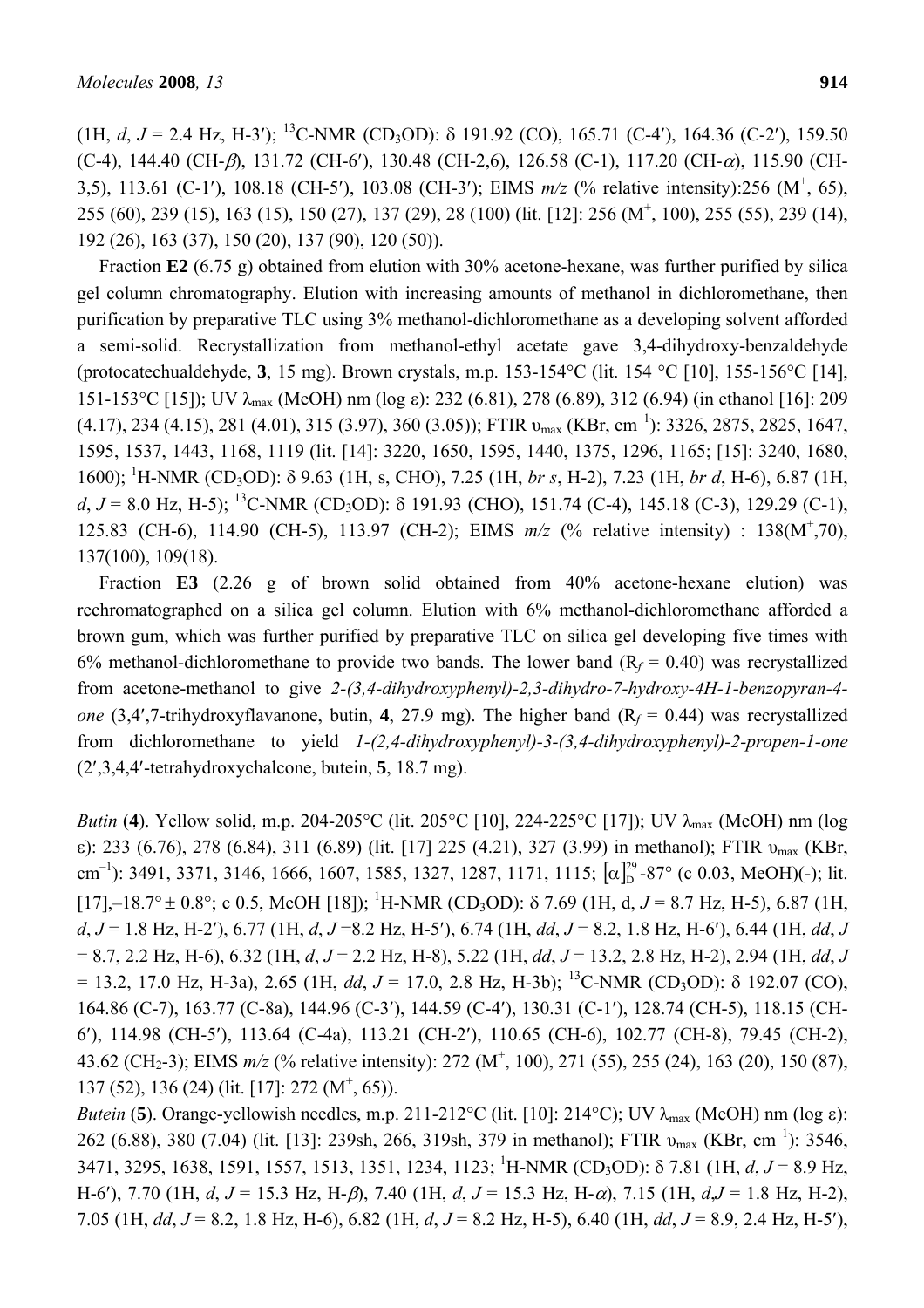(1H, *d*, *J* = 2.4 Hz, H-3′); $^{13}$C-NMR ($CD_3OD$): δ 191.92 (CO), 165.71 (C-4′), 164.36 (C-2′), 159.50 (C-4), 144.40 (CH-*β*), 131.72 (CH-6′), 130.48 (CH-2,6), 126.58 (C-1), 117.20 (CH-*α*), 115.90 (CH-3,5), 113.61 (C-1′), 108.18 (CH-5′), 103.08 (CH-3′); EIMS *m/z* (% relative intensity):256 ($M^+$, 65), 255 (60), 239 (15), 163 (15), 150 (27), 137 (29), 28 (100) (lit. [12]: 256 ($M^+$, 100), 255 (55), 239 (14), 192 (26), 163 (37), 150 (20), 137 (90), 120 (50)).

Fraction **E2** (6.75 g) obtained from elution with 30% acetone-hexane, was further purified by silica gel column chromatography. Elution with increasing amounts of methanol in dichloromethane, then purification by preparative TLC using 3% methanol-dichloromethane as a developing solvent afforded a semi-solid. Recrystallization from methanol-ethyl acetate gave 3,4-dihydroxy-benzaldehyde (protocatechualdehyde, **3**, 15 mg). Brown crystals, m.p. 153-154°C (lit. 154 °C [10], 155-156°C [14], 151-153°C [15]); UV $\lambda_{max}$ (MeOH) nm (log ε): 232 (6.81), 278 (6.89), 312 (6.94) (in ethanol [16]: 209 (4.17), 234 (4.15), 281 (4.01), 315 (3.97), 360 (3.05)); FTIR $\upsilon_{max}$ (KBr, $cm^{-1}$): 3326, 2875, 2825, 1647, 1595, 1537, 1443, 1168, 1119 (lit. [14]: 3220, 1650, 1595, 1440, 1375, 1296, 1165; [15]: 3240, 1680, 1600); $^1$H-NMR ($CD_3OD$): δ 9.63 (1H, s, CHO), 7.25 (1H, *br s*, H-2), 7.23 (1H, *br d*, H-6), 6.87 (1H, *d*, *J* = 8.0 Hz, H-5); $^{13}$C-NMR ($CD_3OD$): δ 191.93 (CHO), 151.74 (C-4), 145.18 (C-3), 129.29 (C-1), 125.83 (CH-6), 114.90 (CH-5), 113.97 (CH-2); EIMS *m/z* (% relative intensity) : 138($M^+$,70), 137(100), 109(18).

Fraction **E3** (2.26 g of brown solid obtained from 40% acetone-hexane elution) was rechromatographed on a silica gel column. Elution with 6% methanol-dichloromethane afforded a brown gum, which was further purified by preparative TLC on silica gel developing five times with 6% methanol-dichloromethane to provide two bands. The lower band ($R_f$ = 0.40) was recrystallized from acetone-methanol to give *2-(3,4-dihydroxyphenyl)-2,3-dihydro-7-hydroxy-4H-1-benzopyran-4-one* (3,4′,7-trihydroxyflavanone, butin, **4**, 27.9 mg). The higher band ($R_f$ = 0.44) was recrystallized from dichloromethane to yield *1-(2,4-dihydroxyphenyl)-3-(3,4-dihydroxyphenyl)-2-propen-1-one* (2′,3,4,4′-tetrahydroxychalcone, butein, **5**, 18.7 mg).

*Butin* (**4**). Yellow solid, m.p. 204-205°C (lit. 205°C [10], 224-225°C [17]); UV $\lambda_{max}$ (MeOH) nm (log ε): 233 (6.76), 278 (6.84), 311 (6.89) (lit. [17] 225 (4.21), 327 (3.99) in methanol); FTIR $\upsilon_{max}$ (KBr, $cm^{-1}$): 3491, 3371, 3146, 1666, 1607, 1585, 1327, 1287, 1171, 1115; $[\alpha]_D^{29}$ -87° (c 0.03, MeOH)(-); lit. [17],–18.7° ± 0.8°; c 0.5, MeOH [18]); $^1$H-NMR ($CD_3OD$): δ 7.69 (1H, d, *J* = 8.7 Hz, H-5), 6.87 (1H, *d*, *J* = 1.8 Hz, H-2′), 6.77 (1H, *d*, *J* =8.2 Hz, H-5′), 6.74 (1H, *dd*, *J* = 8.2, 1.8 Hz, H-6′), 6.44 (1H, *dd*, *J* = 8.7, 2.2 Hz, H-6), 6.32 (1H, *d*, *J* = 2.2 Hz, H-8), 5.22 (1H, *dd*, *J* = 13.2, 2.8 Hz, H-2), 2.94 (1H, *dd*, *J* = 13.2, 17.0 Hz, H-3a), 2.65 (1H, *dd*, *J* = 17.0, 2.8 Hz, H-3b); $^{13}$C-NMR ($CD_3OD$): δ 192.07 (CO), 164.86 (C-7), 163.77 (C-8a), 144.96 (C-3′), 144.59 (C-4′), 130.31 (C-1′), 128.74 (CH-5), 118.15 (CH-6′), 114.98 (CH-5′), 113.64 (C-4a), 113.21 (CH-2′), 110.65 (CH-6), 102.77 (CH-8), 79.45 (CH-2), 43.62 ($CH_2$-3); EIMS *m/z* (% relative intensity): 272 ($M^+$, 100), 271 (55), 255 (24), 163 (20), 150 (87), 137 (52), 136 (24) (lit. [17]: 272 ($M^+$, 65)).

*Butein* (**5**). Orange-yellowish needles, m.p. 211-212°C (lit. [10]: 214°C); UV $\lambda_{max}$ (MeOH) nm (log ε): 262 (6.88), 380 (7.04) (lit. [13]: 239sh, 266, 319sh, 379 in methanol); FTIR $\upsilon_{max}$ (KBr, $cm^{-1}$): 3546, 3471, 3295, 1638, 1591, 1557, 1513, 1351, 1234, 1123; $^1$H-NMR ($CD_3OD$): δ 7.81 (1H, *d*, *J* = 8.9 Hz, H-6′), 7.70 (1H, *d*, *J* = 15.3 Hz, H-*β*), 7.40 (1H, *d*, *J* = 15.3 Hz, H-*α*), 7.15 (1H, *d*,*J* = 1.8 Hz, H-2), 7.05 (1H, *dd*, *J* = 8.2, 1.8 Hz, H-6), 6.82 (1H, *d*, *J* = 8.2 Hz, H-5), 6.40 (1H, *dd*, *J* = 8.9, 2.4 Hz, H-5′),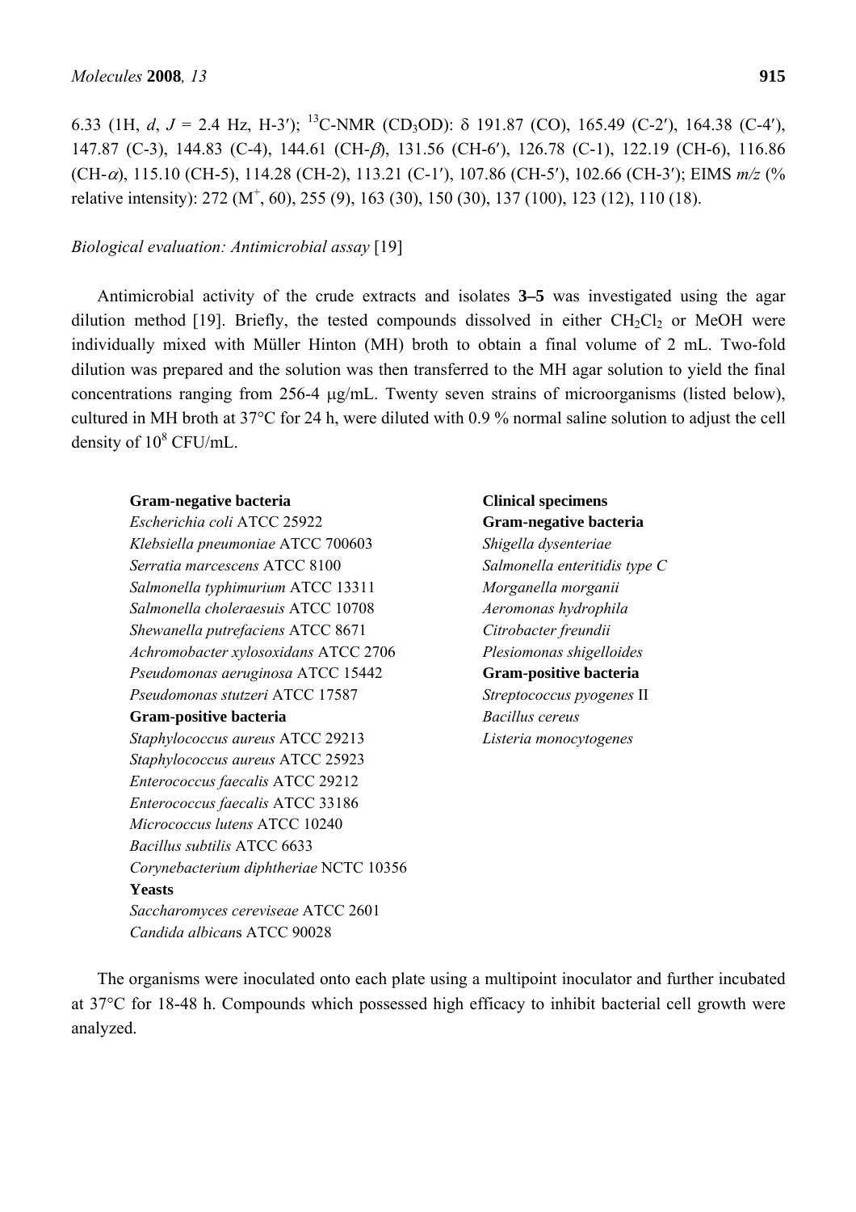6.33 (1H, *d*, *J* = 2.4 Hz, H-3′); $^{13}$C-NMR ($CD_3OD$): δ 191.87 (CO), 165.49 (C-2′), 164.38 (C-4′), 147.87 (C-3), 144.83 (C-4), 144.61 (CH-β), 131.56 (CH-6′), 126.78 (C-1), 122.19 (CH-6), 116.86 (CH-α), 115.10 (CH-5), 114.28 (CH-2), 113.21 (C-1′), 107.86 (CH-5′), 102.66 (CH-3′); EIMS *m/z* (% relative intensity): 272 ($M^+$, 60), 255 (9), 163 (30), 150 (30), 137 (100), 123 (12), 110 (18).

*Biological evaluation: Antimicrobial assay* [19]

Antimicrobial activity of the crude extracts and isolates **3–5** was investigated using the agar dilution method [19]. Briefly, the tested compounds dissolved in either $CH_2Cl_2$ or MeOH were individually mixed with Müller Hinton (MH) broth to obtain a final volume of 2 mL. Two-fold dilution was prepared and the solution was then transferred to the MH agar solution to yield the final concentrations ranging from 256-4 μg/mL. Twenty seven strains of microorganisms (listed below), cultured in MH broth at 37°C for 24 h, were diluted with 0.9 % normal saline solution to adjust the cell density of $10^8$ CFU/mL.

**Gram-negative bacteria**
*Escherichia coli* ATCC 25922
*Klebsiella pneumoniae* ATCC 700603
*Serratia marcescens* ATCC 8100
*Salmonella typhimurium* ATCC 13311
*Salmonella choleraesuis* ATCC 10708
*Shewanella putrefaciens* ATCC 8671
*Achromobacter xylosoxidans* ATCC 2706
*Pseudomonas aeruginosa* ATCC 15442
*Pseudomonas stutzeri* ATCC 17587
**Gram-positive bacteria**
*Staphylococcus aureus* ATCC 29213
*Staphylococcus aureus* ATCC 25923
*Enterococcus faecalis* ATCC 29212
*Enterococcus faecalis* ATCC 33186
*Micrococcus lutens* ATCC 10240
*Bacillus subtilis* ATCC 6633
*Corynebacterium diphtheriae* NCTC 10356
**Yeasts**
*Saccharomyces cereviseae* ATCC 2601
*Candida albicans* ATCC 90028

**Clinical specimens**
**Gram-negative bacteria**
*Shigella dysenteriae*
*Salmonella enteritidis type C*
*Morganella morganii*
*Aeromonas hydrophila*
*Citrobacter freundii*
*Plesiomonas shigelloides*
**Gram-positive bacteria**
*Streptococcus pyogenes* II
*Bacillus cereus*
*Listeria monocytogenes*

The organisms were inoculated onto each plate using a multipoint inoculator and further incubated at 37°C for 18-48 h. Compounds which possessed high efficacy to inhibit bacterial cell growth were analyzed.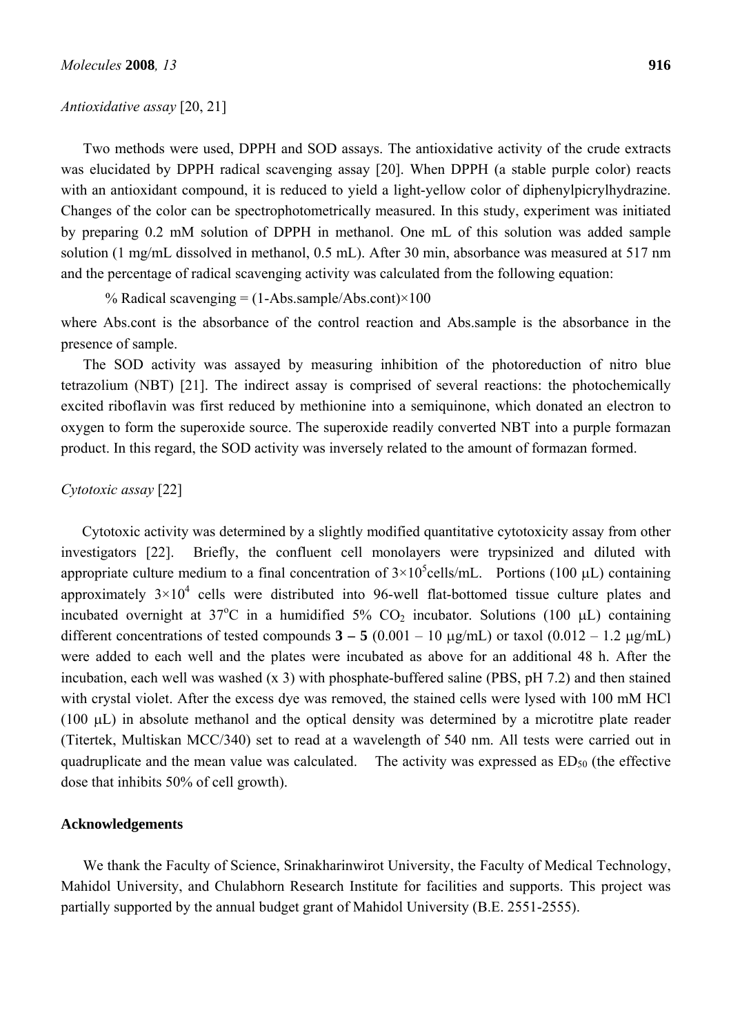*Antioxidative assay* [20, 21]

Two methods were used, DPPH and SOD assays. The antioxidative activity of the crude extracts was elucidated by DPPH radical scavenging assay [20]. When DPPH (a stable purple color) reacts with an antioxidant compound, it is reduced to yield a light-yellow color of diphenylpicrylhydrazine. Changes of the color can be spectrophotometrically measured. In this study, experiment was initiated by preparing 0.2 mM solution of DPPH in methanol. One mL of this solution was added sample solution (1 mg/mL dissolved in methanol, 0.5 mL). After 30 min, absorbance was measured at 517 nm and the percentage of radical scavenging activity was calculated from the following equation:

$$\% \text{ Radical scavenging} = (1 - \text{Abs.sample}/\text{Abs.cont}) \times 100$$

where Abs.cont is the absorbance of the control reaction and Abs.sample is the absorbance in the presence of sample.

The SOD activity was assayed by measuring inhibition of the photoreduction of nitro blue tetrazolium (NBT) [21]. The indirect assay is comprised of several reactions: the photochemically excited riboflavin was first reduced by methionine into a semiquinone, which donated an electron to oxygen to form the superoxide source. The superoxide readily converted NBT into a purple formazan product. In this regard, the SOD activity was inversely related to the amount of formazan formed.

*Cytotoxic assay* [22]

Cytotoxic activity was determined by a slightly modified quantitative cytotoxicity assay from other investigators [22]. Briefly, the confluent cell monolayers were trypsinized and diluted with appropriate culture medium to a final concentration of $3\times10^5$ cells/mL. Portions (100 μL) containing approximately $3\times10^4$ cells were distributed into 96-well flat-bottomed tissue culture plates and incubated overnight at 37 °C in a humidified 5% $CO_2$ incubator. Solutions (100 μL) containing different concentrations of tested compounds **3 – 5** (0.001 – 10 μg/mL) or taxol (0.012 – 1.2 μg/mL) were added to each well and the plates were incubated as above for an additional 48 h. After the incubation, each well was washed (x 3) with phosphate-buffered saline (PBS, pH 7.2) and then stained with crystal violet. After the excess dye was removed, the stained cells were lysed with 100 mM HCl (100 μL) in absolute methanol and the optical density was determined by a microtitre plate reader (Titertek, Multiskan MCC/340) set to read at a wavelength of 540 nm. All tests were carried out in quadruplicate and the mean value was calculated. The activity was expressed as $ED_{50}$ (the effective dose that inhibits 50% of cell growth).

## Acknowledgements

We thank the Faculty of Science, Srinakharinwirot University, the Faculty of Medical Technology, Mahidol University, and Chulabhorn Research Institute for facilities and supports. This project was partially supported by the annual budget grant of Mahidol University (B.E. 2551-2555).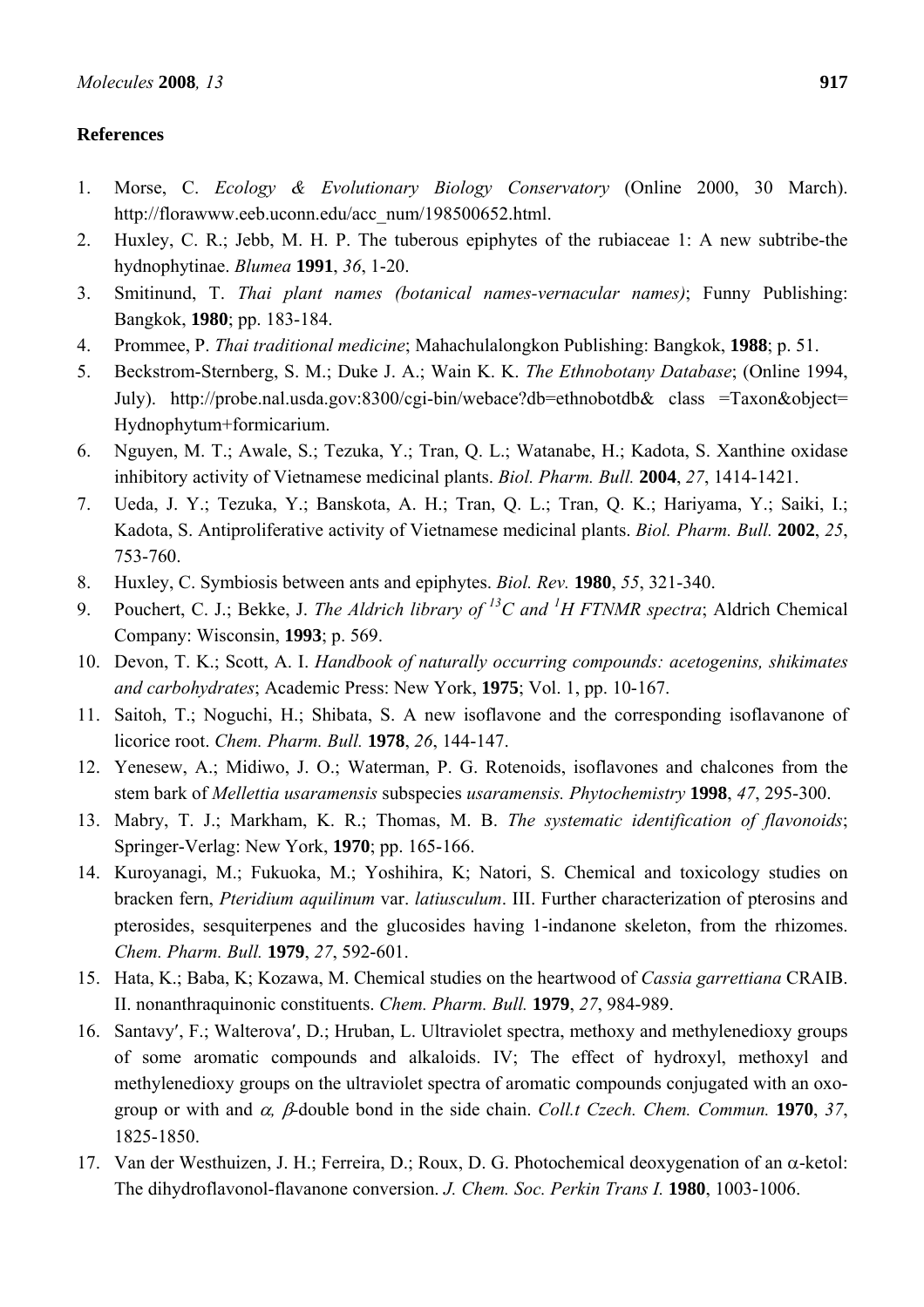## References

1. Morse, C. *Ecology & Evolutionary Biology Conservatory* (Online 2000, 30 March). http://florawww.eeb.uconn.edu/acc_num/198500652.html.
2. Huxley, C. R.; Jebb, M. H. P. The tuberous epiphytes of the rubiaceae 1: A new subtribe-the hydnophytinae. *Blumea* **1991**, *36*, 1-20.
3. Smitinund, T. *Thai plant names (botanical names-vernacular names)*; Funny Publishing: Bangkok, **1980**; pp. 183-184.
4. Prommee, P. *Thai traditional medicine*; Mahachulalongkon Publishing: Bangkok, **1988**; p. 51.
5. Beckstrom-Sternberg, S. M.; Duke J. A.; Wain K. K. *The Ethnobotany Database*; (Online 1994, July). http://probe.nal.usda.gov:8300/cgi-bin/webace?db=ethnobotdb& class =Taxon&object= Hydnophytum+formicarium.
6. Nguyen, M. T.; Awale, S.; Tezuka, Y.; Tran, Q. L.; Watanabe, H.; Kadota, S. Xanthine oxidase inhibitory activity of Vietnamese medicinal plants. *Biol. Pharm. Bull.* **2004**, *27*, 1414-1421.
7. Ueda, J. Y.; Tezuka, Y.; Banskota, A. H.; Tran, Q. L.; Tran, Q. K.; Hariyama, Y.; Saiki, I.; Kadota, S. Antiproliferative activity of Vietnamese medicinal plants. *Biol. Pharm. Bull.* **2002**, *25*, 753-760.
8. Huxley, C. Symbiosis between ants and epiphytes. *Biol. Rev.* **1980**, *55*, 321-340.
9. Pouchert, C. J.; Bekke, J. *The Aldrich library of $^{13}C$ and $^{1}H$ FTNMR spectra*; Aldrich Chemical Company: Wisconsin, **1993**; p. 569.
10. Devon, T. K.; Scott, A. I. *Handbook of naturally occurring compounds: acetogenins, shikimates and carbohydrates*; Academic Press: New York, **1975**; Vol. 1, pp. 10-167.
11. Saitoh, T.; Noguchi, H.; Shibata, S. A new isoflavone and the corresponding isoflavanone of licorice root. *Chem. Pharm. Bull.* **1978**, *26*, 144-147.
12. Yenesew, A.; Midiwo, J. O.; Waterman, P. G. Rotenoids, isoflavones and chalcones from the stem bark of *Mellettia usaramensis* subspecies *usaramensis. Phytochemistry* **1998**, *47*, 295-300.
13. Mabry, T. J.; Markham, K. R.; Thomas, M. B. *The systematic identification of flavonoids*; Springer-Verlag: New York, **1970**; pp. 165-166.
14. Kuroyanagi, M.; Fukuoka, M.; Yoshihira, K; Natori, S. Chemical and toxicology studies on bracken fern, *Pteridium aquilinum* var. *latiusculum*. III. Further characterization of pterosins and pterosides, sesquiterpenes and the glucosides having 1-indanone skeleton, from the rhizomes. *Chem. Pharm. Bull.* **1979**, *27*, 592-601.
15. Hata, K.; Baba, K; Kozawa, M. Chemical studies on the heartwood of *Cassia garrettiana* CRAIB. II. nonanthraquinonic constituents. *Chem. Pharm. Bull.* **1979**, *27*, 984-989.
16. Santavy′, F.; Walterova′, D.; Hruban, L. Ultraviolet spectra, methoxy and methylenedioxy groups of some aromatic compounds and alkaloids. IV; The effect of hydroxyl, methoxyl and methylenedioxy groups on the ultraviolet spectra of aromatic compounds conjugated with an oxo-group or with and $\alpha, \beta$-double bond in the side chain. *Coll.t Czech. Chem. Commun.* **1970**, *37*, 1825-1850.
17. Van der Westhuizen, J. H.; Ferreira, D.; Roux, D. G. Photochemical deoxygenation of an $\alpha$-ketol: The dihydroflavonol-flavanone conversion. *J. Chem. Soc. Perkin Trans I.* **1980**, 1003-1006.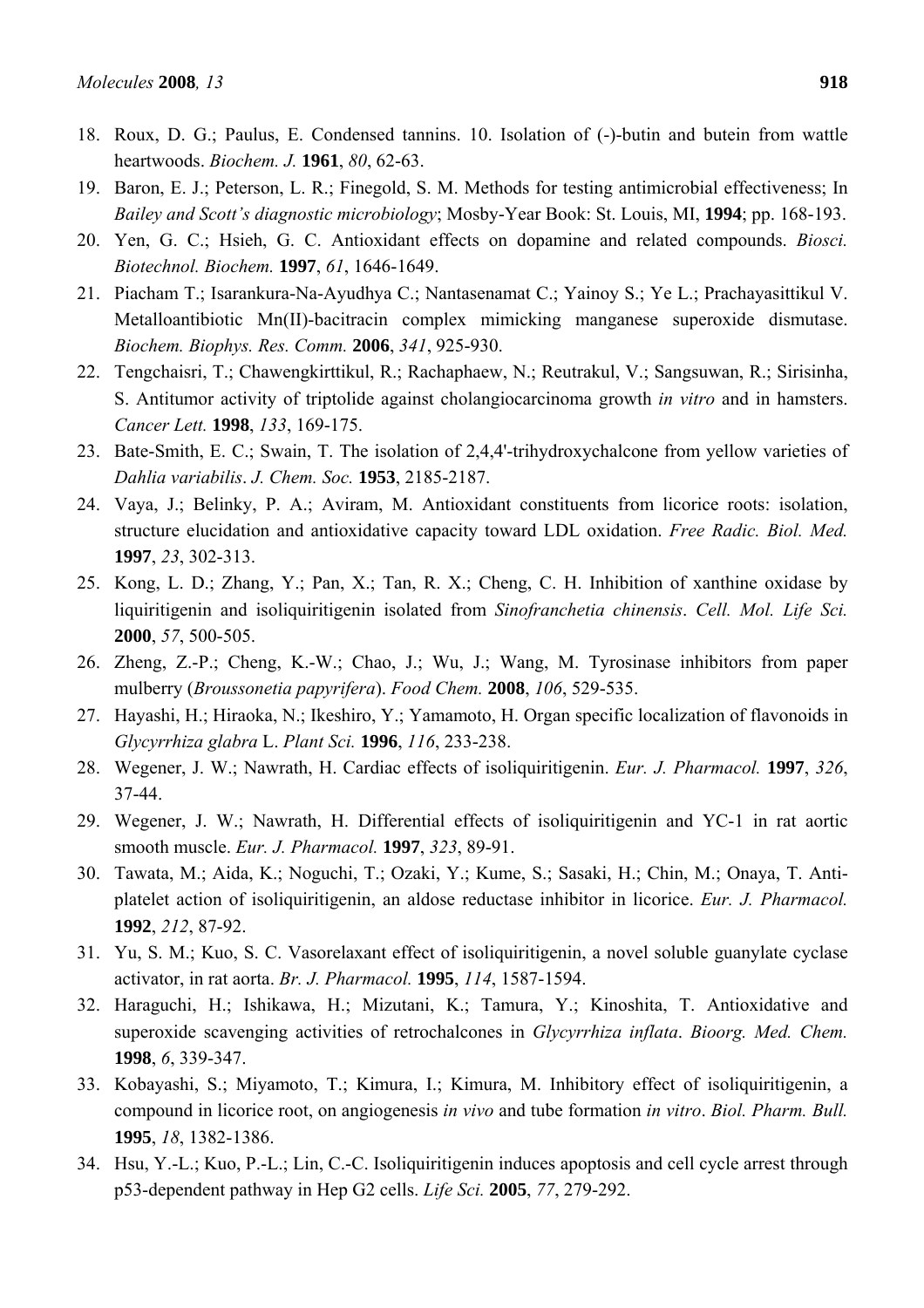18. Roux, D. G.; Paulus, E. Condensed tannins. 10. Isolation of (-)-butin and butein from wattle heartwoods. *Biochem. J.* **1961**, *80*, 62-63.
19. Baron, E. J.; Peterson, L. R.; Finegold, S. M. Methods for testing antimicrobial effectiveness; In *Bailey and Scott's diagnostic microbiology*; Mosby-Year Book: St. Louis, MI, **1994**; pp. 168-193.
20. Yen, G. C.; Hsieh, G. C. Antioxidant effects on dopamine and related compounds. *Biosci. Biotechnol. Biochem.* **1997**, *61*, 1646-1649.
21. Piacham T.; Isarankura-Na-Ayudhya C.; Nantasenamat C.; Yainoy S.; Ye L.; Prachayasittikul V. Metalloantibiotic Mn(II)-bacitracin complex mimicking manganese superoxide dismutase. *Biochem. Biophys. Res. Comm.* **2006**, *341*, 925-930.
22. Tengchaisri, T.; Chawengkirttikul, R.; Rachaphaew, N.; Reutrakul, V.; Sangsuwan, R.; Sirisinha, S. Antitumor activity of triptolide against cholangiocarcinoma growth *in vitro* and in hamsters. *Cancer Lett.* **1998**, *133*, 169-175.
23. Bate-Smith, E. C.; Swain, T. The isolation of 2,4,4'-trihydroxychalcone from yellow varieties of *Dahlia variabilis*. *J. Chem. Soc.* **1953**, 2185-2187.
24. Vaya, J.; Belinky, P. A.; Aviram, M. Antioxidant constituents from licorice roots: isolation, structure elucidation and antioxidative capacity toward LDL oxidation. *Free Radic. Biol. Med.* **1997**, *23*, 302-313.
25. Kong, L. D.; Zhang, Y.; Pan, X.; Tan, R. X.; Cheng, C. H. Inhibition of xanthine oxidase by liquiritigenin and isoliquiritigenin isolated from *Sinofranchetia chinensis*. *Cell. Mol. Life Sci.* **2000**, *57*, 500-505.
26. Zheng, Z.-P.; Cheng, K.-W.; Chao, J.; Wu, J.; Wang, M. Tyrosinase inhibitors from paper mulberry (*Broussonetia papyrifera*). *Food Chem.* **2008**, *106*, 529-535.
27. Hayashi, H.; Hiraoka, N.; Ikeshiro, Y.; Yamamoto, H. Organ specific localization of flavonoids in *Glycyrrhiza glabra* L. *Plant Sci.* **1996**, *116*, 233-238.
28. Wegener, J. W.; Nawrath, H. Cardiac effects of isoliquiritigenin. *Eur. J. Pharmacol.* **1997**, *326*, 37-44.
29. Wegener, J. W.; Nawrath, H. Differential effects of isoliquiritigenin and YC-1 in rat aortic smooth muscle. *Eur. J. Pharmacol.* **1997**, *323*, 89-91.
30. Tawata, M.; Aida, K.; Noguchi, T.; Ozaki, Y.; Kume, S.; Sasaki, H.; Chin, M.; Onaya, T. Anti-platelet action of isoliquiritigenin, an aldose reductase inhibitor in licorice. *Eur. J. Pharmacol.* **1992**, *212*, 87-92.
31. Yu, S. M.; Kuo, S. C. Vasorelaxant effect of isoliquiritigenin, a novel soluble guanylate cyclase activator, in rat aorta. *Br. J. Pharmacol.* **1995**, *114*, 1587-1594.
32. Haraguchi, H.; Ishikawa, H.; Mizutani, K.; Tamura, Y.; Kinoshita, T. Antioxidative and superoxide scavenging activities of retrochalcones in *Glycyrrhiza inflata*. *Bioorg. Med. Chem.* **1998**, *6*, 339-347.
33. Kobayashi, S.; Miyamoto, T.; Kimura, I.; Kimura, M. Inhibitory effect of isoliquiritigenin, a compound in licorice root, on angiogenesis *in vivo* and tube formation *in vitro*. *Biol. Pharm. Bull.* **1995**, *18*, 1382-1386.
34. Hsu, Y.-L.; Kuo, P.-L.; Lin, C.-C. Isoliquiritigenin induces apoptosis and cell cycle arrest through p53-dependent pathway in Hep G2 cells. *Life Sci.* **2005**, *77*, 279-292.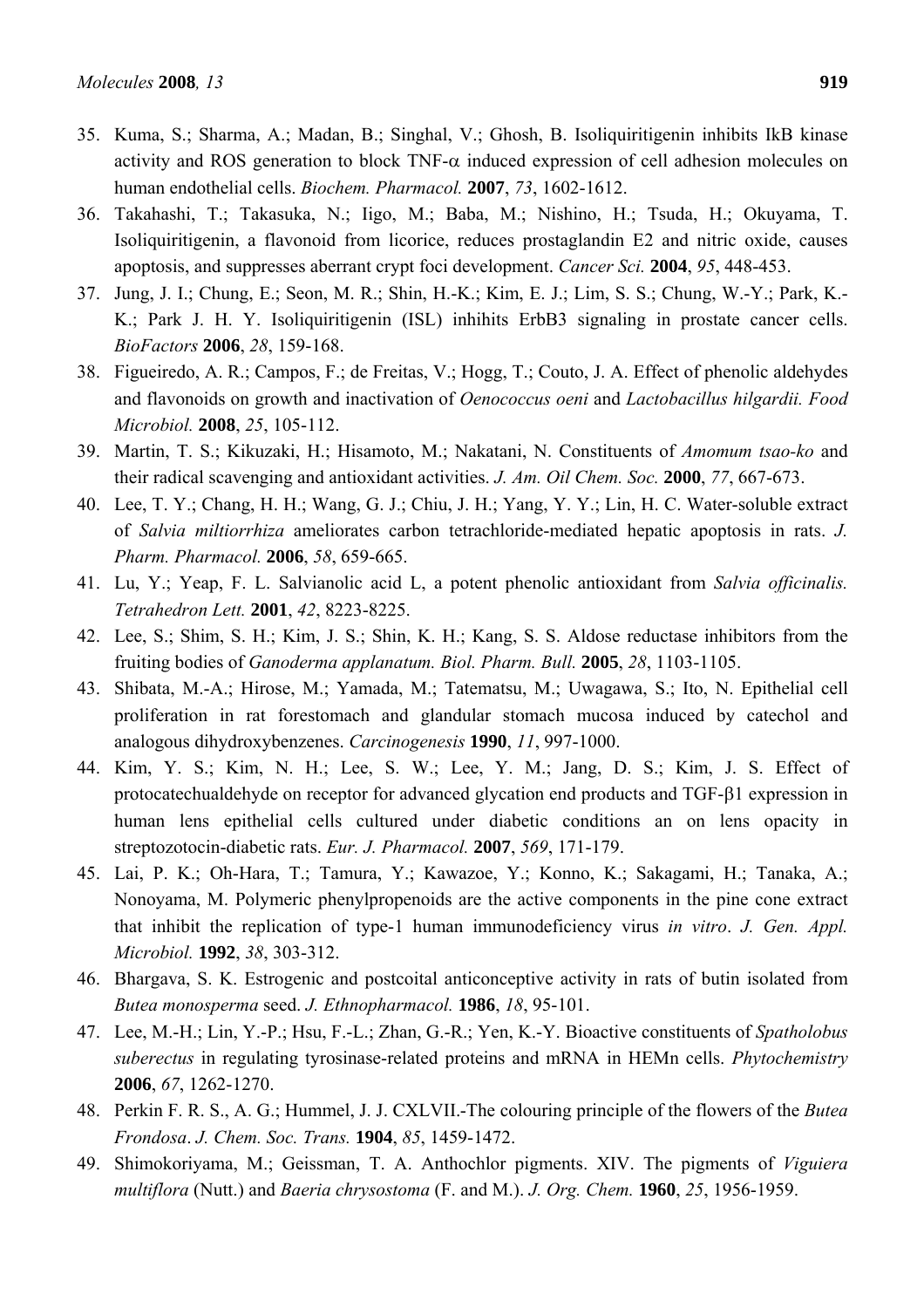35. Kuma, S.; Sharma, A.; Madan, B.; Singhal, V.; Ghosh, B. Isoliquiritigenin inhibits IkB kinase activity and ROS generation to block TNF-α induced expression of cell adhesion molecules on human endothelial cells. *Biochem. Pharmacol.* **2007**, *73*, 1602-1612.
36. Takahashi, T.; Takasuka, N.; Iigo, M.; Baba, M.; Nishino, H.; Tsuda, H.; Okuyama, T. Isoliquiritigenin, a flavonoid from licorice, reduces prostaglandin E2 and nitric oxide, causes apoptosis, and suppresses aberrant crypt foci development. *Cancer Sci.* **2004**, *95*, 448-453.
37. Jung, J. I.; Chung, E.; Seon, M. R.; Shin, H.-K.; Kim, E. J.; Lim, S. S.; Chung, W.-Y.; Park, K.-K.; Park J. H. Y. Isoliquiritigenin (ISL) inhihits ErbB3 signaling in prostate cancer cells. *BioFactors* **2006**, *28*, 159-168.
38. Figueiredo, A. R.; Campos, F.; de Freitas, V.; Hogg, T.; Couto, J. A. Effect of phenolic aldehydes and flavonoids on growth and inactivation of *Oenococcus oeni* and *Lactobacillus hilgardii. Food Microbiol.* **2008**, *25*, 105-112.
39. Martin, T. S.; Kikuzaki, H.; Hisamoto, M.; Nakatani, N. Constituents of *Amomum tsao-ko* and their radical scavenging and antioxidant activities. *J. Am. Oil Chem. Soc.* **2000**, *77*, 667-673.
40. Lee, T. Y.; Chang, H. H.; Wang, G. J.; Chiu, J. H.; Yang, Y. Y.; Lin, H. C. Water-soluble extract of *Salvia miltiorrhiza* ameliorates carbon tetrachloride-mediated hepatic apoptosis in rats. *J. Pharm. Pharmacol.* **2006**, *58*, 659-665.
41. Lu, Y.; Yeap, F. L. Salvianolic acid L, a potent phenolic antioxidant from *Salvia officinalis. Tetrahedron Lett.* **2001**, *42*, 8223-8225.
42. Lee, S.; Shim, S. H.; Kim, J. S.; Shin, K. H.; Kang, S. S. Aldose reductase inhibitors from the fruiting bodies of *Ganoderma applanatum. Biol. Pharm. Bull.* **2005**, *28*, 1103-1105.
43. Shibata, M.-A.; Hirose, M.; Yamada, M.; Tatematsu, M.; Uwagawa, S.; Ito, N. Epithelial cell proliferation in rat forestomach and glandular stomach mucosa induced by catechol and analogous dihydroxybenzenes. *Carcinogenesis* **1990**, *11*, 997-1000.
44. Kim, Y. S.; Kim, N. H.; Lee, S. W.; Lee, Y. M.; Jang, D. S.; Kim, J. S. Effect of protocatechualdehyde on receptor for advanced glycation end products and TGF-β1 expression in human lens epithelial cells cultured under diabetic conditions an on lens opacity in streptozotocin-diabetic rats. *Eur. J. Pharmacol.* **2007**, *569*, 171-179.
45. Lai, P. K.; Oh-Hara, T.; Tamura, Y.; Kawazoe, Y.; Konno, K.; Sakagami, H.; Tanaka, A.; Nonoyama, M. Polymeric phenylpropenoids are the active components in the pine cone extract that inhibit the replication of type-1 human immunodeficiency virus *in vitro*. *J. Gen. Appl. Microbiol.* **1992**, *38*, 303-312.
46. Bhargava, S. K. Estrogenic and postcoital anticonceptive activity in rats of butin isolated from *Butea monosperma* seed. *J. Ethnopharmacol.* **1986**, *18*, 95-101.
47. Lee, M.-H.; Lin, Y.-P.; Hsu, F.-L.; Zhan, G.-R.; Yen, K.-Y. Bioactive constituents of *Spatholobus suberectus* in regulating tyrosinase-related proteins and mRNA in HEMn cells. *Phytochemistry* **2006**, *67*, 1262-1270.
48. Perkin F. R. S., A. G.; Hummel, J. J. CXLVII.-The colouring principle of the flowers of the *Butea Frondosa*. *J. Chem. Soc. Trans.* **1904**, *85*, 1459-1472.
49. Shimokoriyama, M.; Geissman, T. A. Anthochlor pigments. XIV. The pigments of *Viguiera multiflora* (Nutt.) and *Baeria chrysostoma* (F. and M.). *J. Org. Chem.* **1960**, *25*, 1956-1959.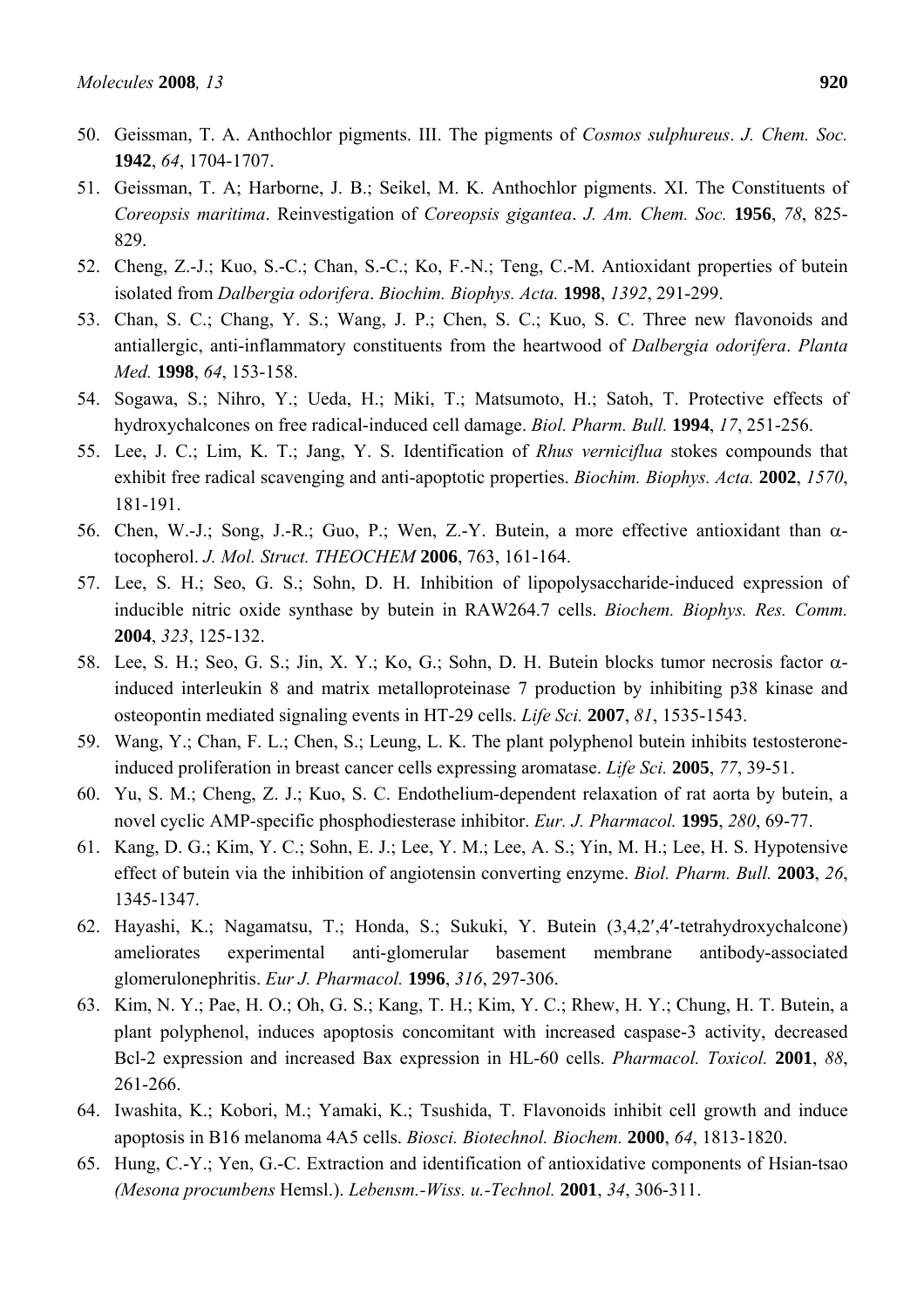50. Geissman, T. A. Anthochlor pigments. III. The pigments of *Cosmos sulphureus*. *J. Chem. Soc.* **1942**, *64*, 1704-1707.
51. Geissman, T. A; Harborne, J. B.; Seikel, M. K. Anthochlor pigments. XI. The Constituents of *Coreopsis maritima*. Reinvestigation of *Coreopsis gigantea*. *J. Am. Chem. Soc.* **1956**, *78*, 825-829.
52. Cheng, Z.-J.; Kuo, S.-C.; Chan, S.-C.; Ko, F.-N.; Teng, C.-M. Antioxidant properties of butein isolated from *Dalbergia odorifera*. *Biochim. Biophys. Acta.* **1998**, *1392*, 291-299.
53. Chan, S. C.; Chang, Y. S.; Wang, J. P.; Chen, S. C.; Kuo, S. C. Three new flavonoids and antiallergic, anti-inflammatory constituents from the heartwood of *Dalbergia odorifera*. *Planta Med.* **1998**, *64*, 153-158.
54. Sogawa, S.; Nihro, Y.; Ueda, H.; Miki, T.; Matsumoto, H.; Satoh, T. Protective effects of hydroxychalcones on free radical-induced cell damage. *Biol. Pharm. Bull.* **1994**, *17*, 251-256.
55. Lee, J. C.; Lim, K. T.; Jang, Y. S. Identification of *Rhus verniciflua* stokes compounds that exhibit free radical scavenging and anti-apoptotic properties. *Biochim. Biophys. Acta.* **2002**, *1570*, 181-191.
56. Chen, W.-J.; Song, J.-R.; Guo, P.; Wen, Z.-Y. Butein, a more effective antioxidant than α-tocopherol. *J. Mol. Struct. THEOCHEM* **2006**, 763, 161-164.
57. Lee, S. H.; Seo, G. S.; Sohn, D. H. Inhibition of lipopolysaccharide-induced expression of inducible nitric oxide synthase by butein in RAW264.7 cells. *Biochem. Biophys. Res. Comm.* **2004**, *323*, 125-132.
58. Lee, S. H.; Seo, G. S.; Jin, X. Y.; Ko, G.; Sohn, D. H. Butein blocks tumor necrosis factor α-induced interleukin 8 and matrix metalloproteinase 7 production by inhibiting p38 kinase and osteopontin mediated signaling events in HT-29 cells. *Life Sci.* **2007**, *81*, 1535-1543.
59. Wang, Y.; Chan, F. L.; Chen, S.; Leung, L. K. The plant polyphenol butein inhibits testosterone-induced proliferation in breast cancer cells expressing aromatase. *Life Sci.* **2005**, *77*, 39-51.
60. Yu, S. M.; Cheng, Z. J.; Kuo, S. C. Endothelium-dependent relaxation of rat aorta by butein, a novel cyclic AMP-specific phosphodiesterase inhibitor. *Eur. J. Pharmacol.* **1995**, *280*, 69-77.
61. Kang, D. G.; Kim, Y. C.; Sohn, E. J.; Lee, Y. M.; Lee, A. S.; Yin, M. H.; Lee, H. S. Hypotensive effect of butein via the inhibition of angiotensin converting enzyme. *Biol. Pharm. Bull.* **2003**, *26*, 1345-1347.
62. Hayashi, K.; Nagamatsu, T.; Honda, S.; Sukuki, Y. Butein (3,4,2′,4′-tetrahydroxychalcone) ameliorates experimental anti-glomerular basement membrane antibody-associated glomerulonephritis. *Eur J. Pharmacol.* **1996**, *316*, 297-306.
63. Kim, N. Y.; Pae, H. O.; Oh, G. S.; Kang, T. H.; Kim, Y. C.; Rhew, H. Y.; Chung, H. T. Butein, a plant polyphenol, induces apoptosis concomitant with increased caspase-3 activity, decreased Bcl-2 expression and increased Bax expression in HL-60 cells. *Pharmacol. Toxicol.* **2001**, *88*, 261-266.
64. Iwashita, K.; Kobori, M.; Yamaki, K.; Tsushida, T. Flavonoids inhibit cell growth and induce apoptosis in B16 melanoma 4A5 cells. *Biosci. Biotechnol. Biochem.* **2000**, *64*, 1813-1820.
65. Hung, C.-Y.; Yen, G.-C. Extraction and identification of antioxidative components of Hsian-tsao *(Mesona procumbens* Hemsl.). *Lebensm.-Wiss. u.-Technol.* **2001**, *34*, 306-311.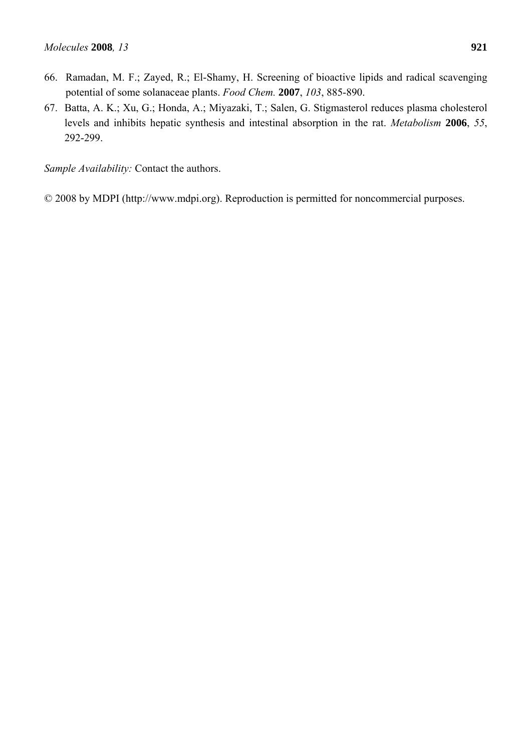66. Ramadan, M. F.; Zayed, R.; El-Shamy, H. Screening of bioactive lipids and radical scavenging potential of some solanaceae plants. *Food Chem.* **2007**, *103*, 885-890.
67. Batta, A. K.; Xu, G.; Honda, A.; Miyazaki, T.; Salen, G. Stigmasterol reduces plasma cholesterol levels and inhibits hepatic synthesis and intestinal absorption in the rat. *Metabolism* **2006**, *55*, 292-299.

*Sample Availability:* Contact the authors.

© 2008 by MDPI (http://www.mdpi.org). Reproduction is permitted for noncommercial purposes.